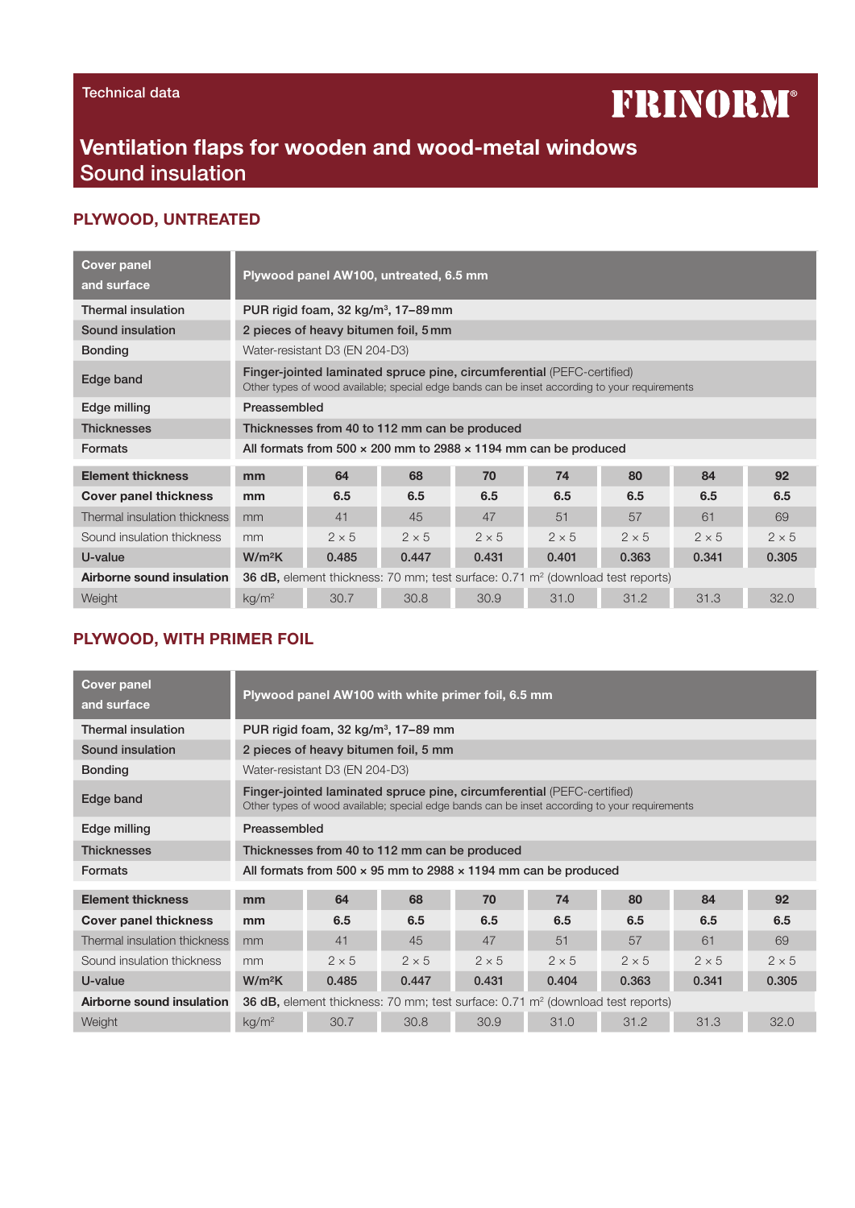Technical data

FRINORM®

# Ventilation flaps for wooden and wood-metal windows
## Sound insulation

### PLYWOOD, UNTREATED

| Cover panel and surface | Plywood panel AW100, untreated, 6.5 mm |
|---|---|
| Thermal insulation | PUR rigid foam, 32 kg/m³, 17–89 mm |
| Sound insulation | 2 pieces of heavy bitumen foil, 5 mm |
| Bonding | Water-resistant D3 (EN 204-D3) |
| Edge band | Finger-jointed laminated spruce pine, circumferential (PEFC-certified) Other types of wood available; special edge bands can be inset according to your requirements |
| Edge milling | Preassembled |
| Thicknesses | Thicknesses from 40 to 112 mm can be produced |
| Formats | All formats from 500 × 200 mm to 2988 × 1194 mm can be produced |

| Element thickness | mm | 64 | 68 | 70 | 74 | 80 | 84 | 92 |
|---|---|---|---|---|---|---|---|---|
| Cover panel thickness | mm | 6.5 | 6.5 | 6.5 | 6.5 | 6.5 | 6.5 | 6.5 |
| Thermal insulation thickness | mm | 41 | 45 | 47 | 51 | 57 | 61 | 69 |
| Sound insulation thickness | mm | 2 × 5 | 2 × 5 | 2 × 5 | 2 × 5 | 2 × 5 | 2 × 5 | 2 × 5 |
| U-value | W/m²K | 0.485 | 0.447 | 0.431 | 0.401 | 0.363 | 0.341 | 0.305 |
| Airborne sound insulation | 36 dB, element thickness: 70 mm; test surface: 0.71 m² (download test reports) | | | | | | | |
| Weight | kg/m² | 30.7 | 30.8 | 30.9 | 31.0 | 31.2 | 31.3 | 32.0 |

### PLYWOOD, WITH PRIMER FOIL

| Cover panel and surface | Plywood panel AW100 with white primer foil, 6.5 mm |
|---|---|
| Thermal insulation | PUR rigid foam, 32 kg/m³, 17–89 mm |
| Sound insulation | 2 pieces of heavy bitumen foil, 5 mm |
| Bonding | Water-resistant D3 (EN 204-D3) |
| Edge band | Finger-jointed laminated spruce pine, circumferential (PEFC-certified) Other types of wood available; special edge bands can be inset according to your requirements |
| Edge milling | Preassembled |
| Thicknesses | Thicknesses from 40 to 112 mm can be produced |
| Formats | All formats from 500 × 95 mm to 2988 × 1194 mm can be produced |

| Element thickness | mm | 64 | 68 | 70 | 74 | 80 | 84 | 92 |
|---|---|---|---|---|---|---|---|---|
| Cover panel thickness | mm | 6.5 | 6.5 | 6.5 | 6.5 | 6.5 | 6.5 | 6.5 |
| Thermal insulation thickness | mm | 41 | 45 | 47 | 51 | 57 | 61 | 69 |
| Sound insulation thickness | mm | 2 × 5 | 2 × 5 | 2 × 5 | 2 × 5 | 2 × 5 | 2 × 5 | 2 × 5 |
| U-value | W/m²K | 0.485 | 0.447 | 0.431 | 0.404 | 0.363 | 0.341 | 0.305 |
| Airborne sound insulation | 36 dB, element thickness: 70 mm; test surface: 0.71 m² (download test reports) | | | | | | | |
| Weight | kg/m² | 30.7 | 30.8 | 30.9 | 31.0 | 31.2 | 31.3 | 32.0 |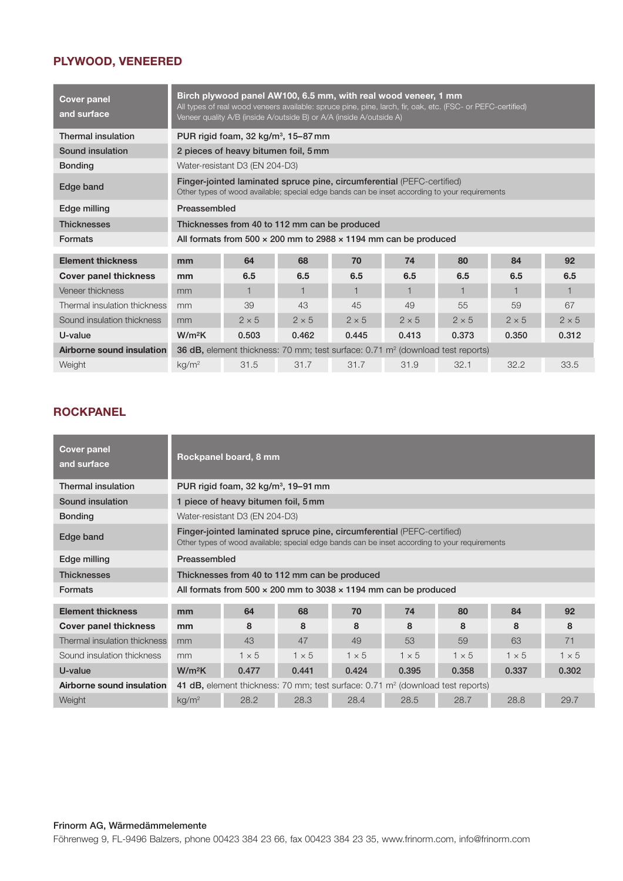## PLYWOOD, VENEERED

| | | | | | | | |
|---|---|---|---|---|---|---|---|
| **Cover panel and surface** | **Birch plywood panel AW100, 6.5 mm, with real wood veneer, 1 mm** All types of real wood veneers available: spruce pine, pine, larch, fir, oak, etc. (FSC- or PEFC-certified) Veneer quality A/B (inside A/outside B) or A/A (inside A/outside A) | | | | | | |
| Thermal insulation | PUR rigid foam, 32 kg/m³, 15–87 mm | | | | | | |
| Sound insulation | 2 pieces of heavy bitumen foil, 5 mm | | | | | | |
| Bonding | Water-resistant D3 (EN 204-D3) | | | | | | |
| Edge band | **Finger-jointed laminated spruce pine, circumferential** (PEFC-certified) Other types of wood available; special edge bands can be inset according to your requirements | | | | | | |
| Edge milling | Preassembled | | | | | | |
| Thicknesses | Thicknesses from 40 to 112 mm can be produced | | | | | | |
| Formats | All formats from 500 × 200 mm to 2988 × 1194 mm can be produced | | | | | | |

| **Element thickness** | **mm** | **64** | **68** | **70** | **74** | **80** | **84** | **92** |
|---|---|---|---|---|---|---|---|---|
| **Cover panel thickness** | **mm** | **6.5** | **6.5** | **6.5** | **6.5** | **6.5** | **6.5** | **6.5** |
| Veneer thickness | mm | 1 | 1 | 1 | 1 | 1 | 1 | 1 |
| Thermal insulation thickness | mm | 39 | 43 | 45 | 49 | 55 | 59 | 67 |
| Sound insulation thickness | mm | 2 × 5 | 2 × 5 | 2 × 5 | 2 × 5 | 2 × 5 | 2 × 5 | 2 × 5 |
| **U-value** | **W/m²K** | **0.503** | **0.462** | **0.445** | **0.413** | **0.373** | **0.350** | **0.312** |
| **Airborne sound insulation** | **36 dB,** element thickness: 70 mm; test surface: 0.71 m² (download test reports) | | | | | | | |
| Weight | kg/m² | 31.5 | 31.7 | 31.7 | 31.9 | 32.1 | 32.2 | 33.5 |

## ROCKPANEL

| | |
|---|---|
| **Cover panel and surface** | **Rockpanel board, 8 mm** |
| Thermal insulation | PUR rigid foam, 32 kg/m³, 19–91 mm |
| Sound insulation | 1 piece of heavy bitumen foil, 5 mm |
| Bonding | Water-resistant D3 (EN 204-D3) |
| Edge band | **Finger-jointed laminated spruce pine, circumferential** (PEFC-certified) Other types of wood available; special edge bands can be inset according to your requirements |
| Edge milling | Preassembled |
| Thicknesses | Thicknesses from 40 to 112 mm can be produced |
| Formats | All formats from 500 × 200 mm to 3038 × 1194 mm can be produced |

| **Element thickness** | **mm** | **64** | **68** | **70** | **74** | **80** | **84** | **92** |
|---|---|---|---|---|---|---|---|---|
| **Cover panel thickness** | **mm** | **8** | **8** | **8** | **8** | **8** | **8** | **8** |
| Thermal insulation thickness | mm | 43 | 47 | 49 | 53 | 59 | 63 | 71 |
| Sound insulation thickness | mm | 1 × 5 | 1 × 5 | 1 × 5 | 1 × 5 | 1 × 5 | 1 × 5 | 1 × 5 |
| **U-value** | **W/m²K** | **0.477** | **0.441** | **0.424** | **0.395** | **0.358** | **0.337** | **0.302** |
| **Airborne sound insulation** | **41 dB,** element thickness: 70 mm; test surface: 0.71 m² (download test reports) | | | | | | | |
| Weight | kg/m² | 28.2 | 28.3 | 28.4 | 28.5 | 28.7 | 28.8 | 29.7 |

Frinorm AG, Wärmedämmelemente
Föhrenweg 9, FL-9496 Balzers, phone 00423 384 23 66, fax 00423 384 23 35, www.frinorm.com, info@frinorm.com